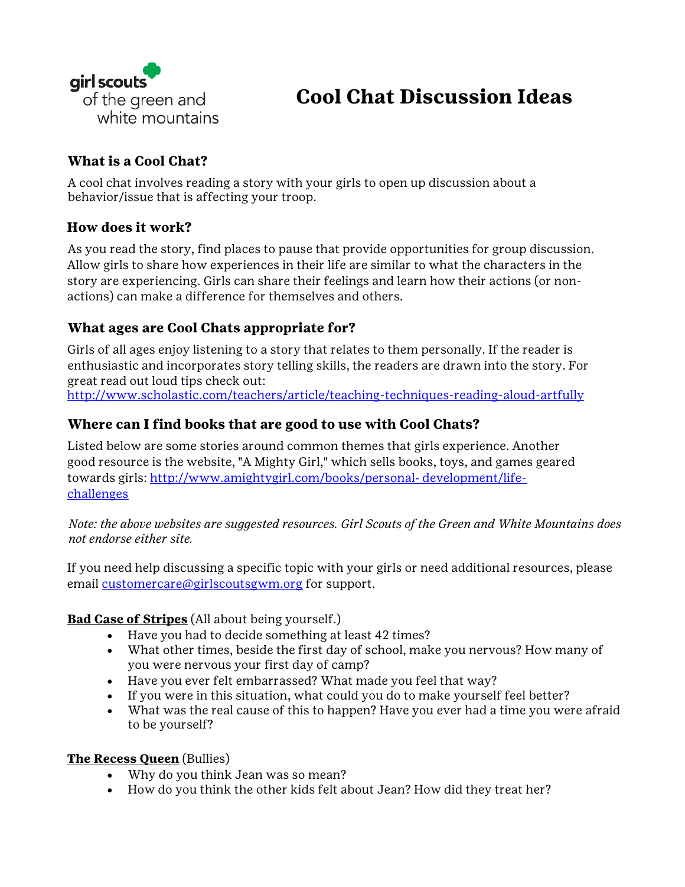girl scouts of the green and white mountains

# Cool Chat Discussion Ideas

### What is a Cool Chat?

A cool chat involves reading a story with your girls to open up discussion about a behavior/issue that is affecting your troop.

### How does it work?

As you read the story, find places to pause that provide opportunities for group discussion. Allow girls to share how experiences in their life are similar to what the characters in the story are experiencing. Girls can share their feelings and learn how their actions (or non-actions) can make a difference for themselves and others.

### What ages are Cool Chats appropriate for?

Girls of all ages enjoy listening to a story that relates to them personally. If the reader is enthusiastic and incorporates story telling skills, the readers are drawn into the story. For great read out loud tips check out:
[http://www.scholastic.com/teachers/article/teaching-techniques-reading-aloud-artfully](http://www.scholastic.com/teachers/article/teaching-techniques-reading-aloud-artfully)

### Where can I find books that are good to use with Cool Chats?

Listed below are some stories around common themes that girls experience. Another good resource is the website, "A Mighty Girl," which sells books, toys, and games geared towards girls: [http://www.amightygirl.com/books/personal- development/life-challenges](http://www.amightygirl.com/books/personal-development/life-challenges)

*Note: the above websites are suggested resources. Girl Scouts of the Green and White Mountains does not endorse either site.*

If you need help discussing a specific topic with your girls or need additional resources, please email [customercare@girlscoutsgwm.org](mailto:customercare@girlscoutsgwm.org) for support.

**Bad Case of Stripes** (All about being yourself.)

- Have you had to decide something at least 42 times?
- What other times, beside the first day of school, make you nervous? How many of you were nervous your first day of camp?
- Have you ever felt embarrassed? What made you feel that way?
- If you were in this situation, what could you do to make yourself feel better?
- What was the real cause of this to happen? Have you ever had a time you were afraid to be yourself?

**The Recess Queen** (Bullies)

- Why do you think Jean was so mean?
- How do you think the other kids felt about Jean? How did they treat her?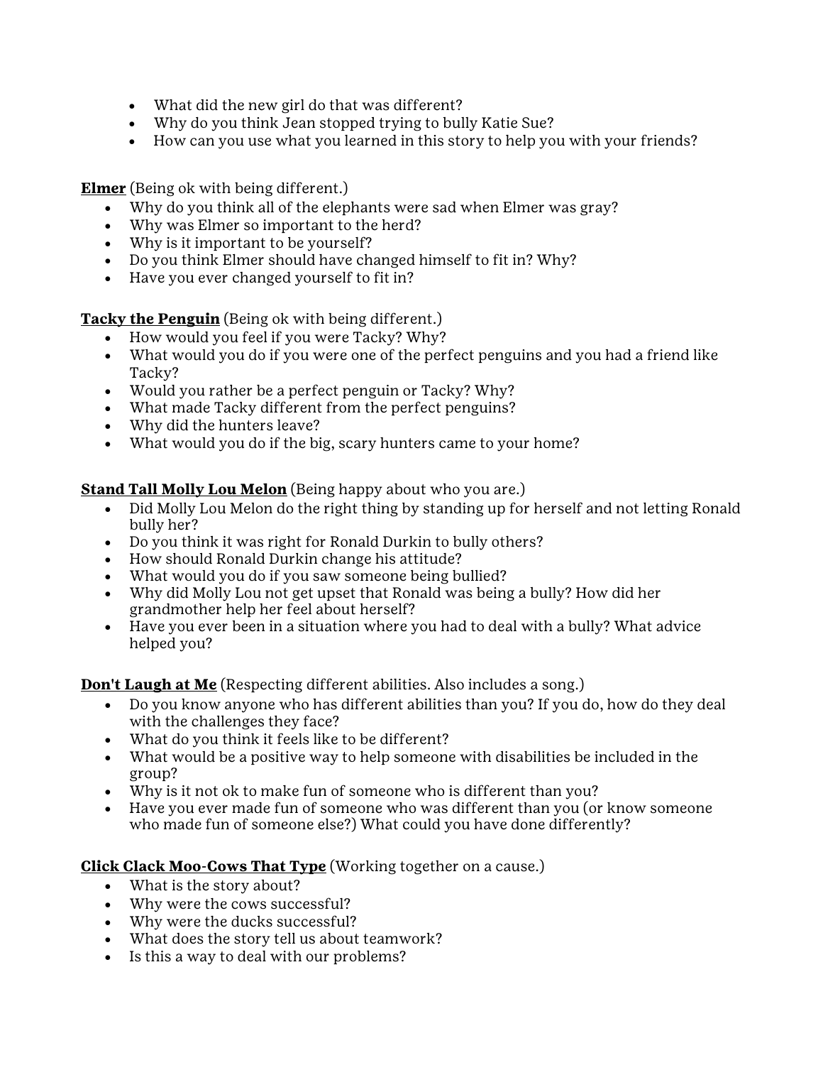- What did the new girl do that was different?
- Why do you think Jean stopped trying to bully Katie Sue?
- How can you use what you learned in this story to help you with your friends?

**<u>Elmer</u>** (Being ok with being different.)

- Why do you think all of the elephants were sad when Elmer was gray?
- Why was Elmer so important to the herd?
- Why is it important to be yourself?
- Do you think Elmer should have changed himself to fit in? Why?
- Have you ever changed yourself to fit in?

**<u>Tacky the Penguin</u>** (Being ok with being different.)

- How would you feel if you were Tacky? Why?
- What would you do if you were one of the perfect penguins and you had a friend like Tacky?
- Would you rather be a perfect penguin or Tacky? Why?
- What made Tacky different from the perfect penguins?
- Why did the hunters leave?
- What would you do if the big, scary hunters came to your home?

**<u>Stand Tall Molly Lou Melon</u>** (Being happy about who you are.)

- Did Molly Lou Melon do the right thing by standing up for herself and not letting Ronald bully her?
- Do you think it was right for Ronald Durkin to bully others?
- How should Ronald Durkin change his attitude?
- What would you do if you saw someone being bullied?
- Why did Molly Lou not get upset that Ronald was being a bully? How did her grandmother help her feel about herself?
- Have you ever been in a situation where you had to deal with a bully? What advice helped you?

**<u>Don't Laugh at Me</u>** (Respecting different abilities. Also includes a song.)

- Do you know anyone who has different abilities than you? If you do, how do they deal with the challenges they face?
- What do you think it feels like to be different?
- What would be a positive way to help someone with disabilities be included in the group?
- Why is it not ok to make fun of someone who is different than you?
- Have you ever made fun of someone who was different than you (or know someone who made fun of someone else?) What could you have done differently?

**<u>Click Clack Moo-Cows That Type</u>** (Working together on a cause.)

- What is the story about?
- Why were the cows successful?
- Why were the ducks successful?
- What does the story tell us about teamwork?
- Is this a way to deal with our problems?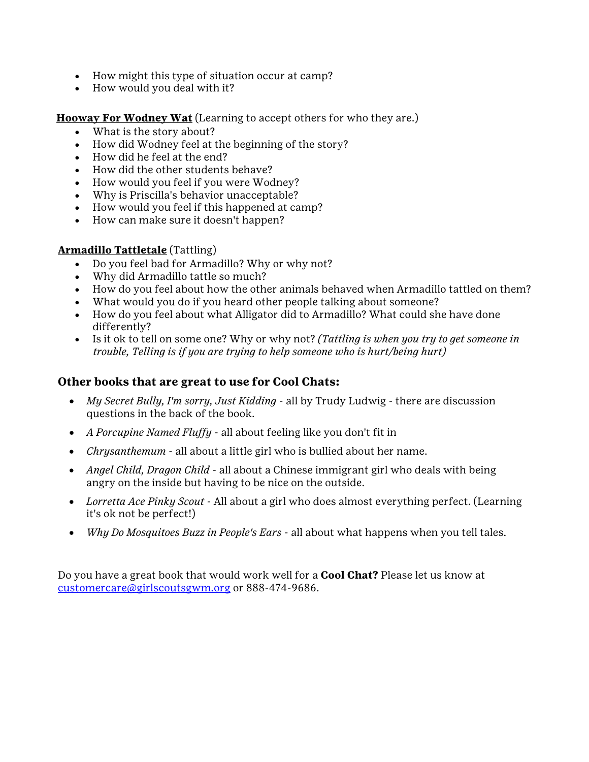- How might this type of situation occur at camp?
- How would you deal with it?

**<u>Hooway For Wodney Wat</u>** (Learning to accept others for who they are.)

- What is the story about?
- How did Wodney feel at the beginning of the story?
- How did he feel at the end?
- How did the other students behave?
- How would you feel if you were Wodney?
- Why is Priscilla's behavior unacceptable?
- How would you feel if this happened at camp?
- How can make sure it doesn't happen?

**<u>Armadillo Tattletale</u>** (Tattling)

- Do you feel bad for Armadillo? Why or why not?
- Why did Armadillo tattle so much?
- How do you feel about how the other animals behaved when Armadillo tattled on them?
- What would you do if you heard other people talking about someone?
- How do you feel about what Alligator did to Armadillo? What could she have done differently?
- Is it ok to tell on some one? Why or why not? *(Tattling is when you try to get someone in trouble, Telling is if you are trying to help someone who is hurt/being hurt)*

### Other books that are great to use for Cool Chats:

- *My Secret Bully, I'm sorry, Just Kidding* - all by Trudy Ludwig - there are discussion questions in the back of the book.
- *A Porcupine Named Fluffy* - all about feeling like you don't fit in
- *Chrysanthemum* - all about a little girl who is bullied about her name.
- *Angel Child, Dragon Child* - all about a Chinese immigrant girl who deals with being angry on the inside but having to be nice on the outside.
- *Lorretta Ace Pinky Scout* - All about a girl who does almost everything perfect. (Learning it's ok not be perfect!)
- *Why Do Mosquitoes Buzz in People's Ears* - all about what happens when you tell tales.

Do you have a great book that would work well for a **Cool Chat?** Please let us know at customercare@girlscoutsgwm.org or 888-474-9686.